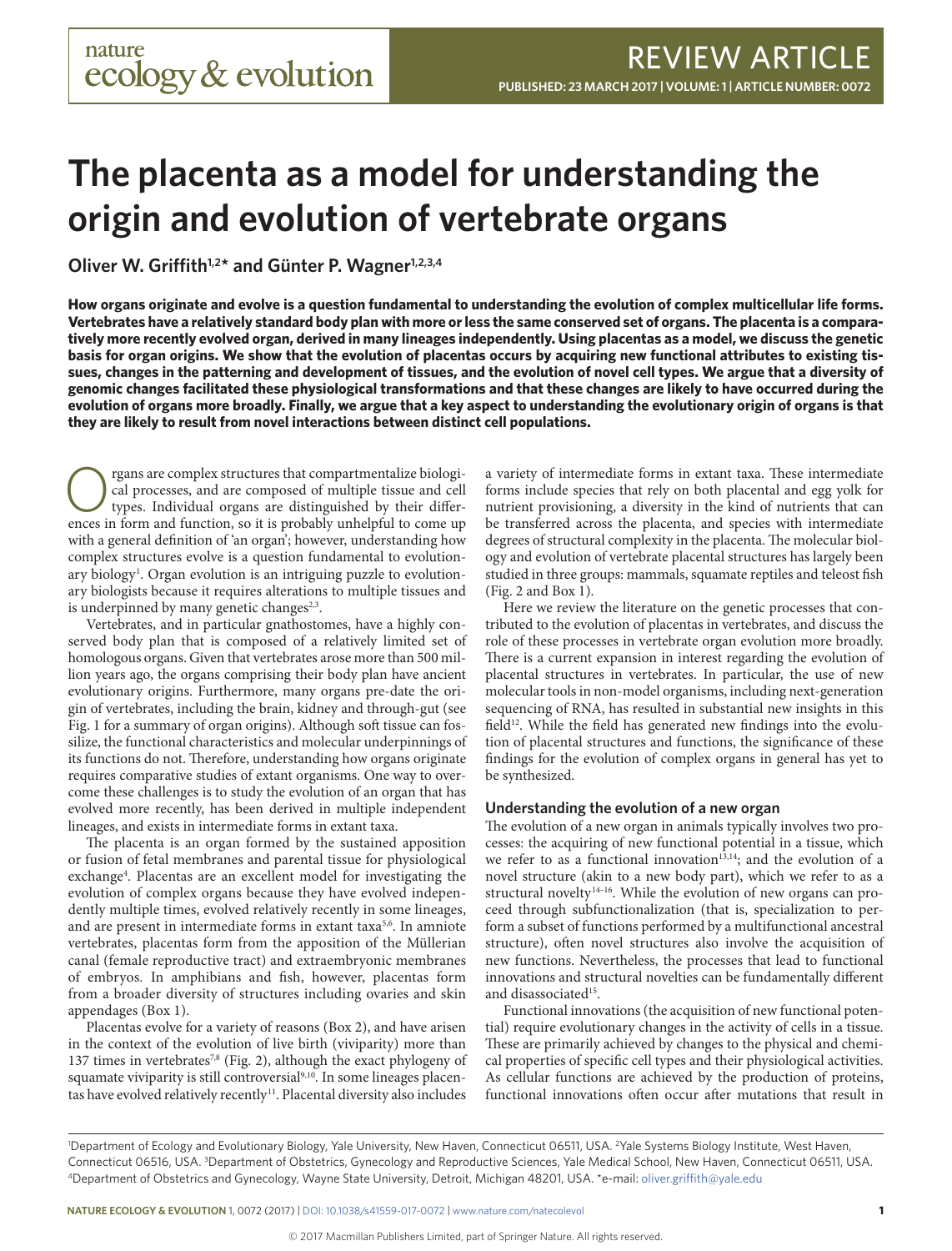# The placenta as a model for understanding the origin and evolution of vertebrate organs

**Oliver W. Griffith[1,2*] and Günter P. Wagner[1,2,3,4]**

**How organs originate and evolve is a question fundamental to understanding the evolution of complex multicellular life forms. Vertebrates have a relatively standard body plan with more or less the same conserved set of organs. The placenta is a comparatively more recently evolved organ, derived in many lineages independently. Using placentas as a model, we discuss the genetic basis for organ origins. We show that the evolution of placentas occurs by acquiring new functional attributes to existing tissues, changes in the patterning and development of tissues, and the evolution of novel cell types. We argue that a diversity of genomic changes facilitated these physiological transformations and that these changes are likely to have occurred during the evolution of organs more broadly. Finally, we argue that a key aspect to understanding the evolutionary origin of organs is that they are likely to result from novel interactions between distinct cell populations.**

Organs are complex structures that compartmentalize biological processes, and are composed of multiple tissue and cell types. Individual organs are distinguished by their differences in form and function, so it is probably unhelpful to come up with a general definition of 'an organ'; however, understanding how complex structures evolve is a question fundamental to evolutionary biology[1]. Organ evolution is an intriguing puzzle to evolutionary biologists because it requires alterations to multiple tissues and is underpinned by many genetic changes[2,3].

Vertebrates, and in particular gnathostomes, have a highly conserved body plan that is composed of a relatively limited set of homologous organs. Given that vertebrates arose more than 500 million years ago, the organs comprising their body plan have ancient evolutionary origins. Furthermore, many organs pre-date the origin of vertebrates, including the brain, kidney and through-gut (see Fig. 1 for a summary of organ origins). Although soft tissue can fossilize, the functional characteristics and molecular underpinnings of its functions do not. Therefore, understanding how organs originate requires comparative studies of extant organisms. One way to overcome these challenges is to study the evolution of an organ that has evolved more recently, has been derived in multiple independent lineages, and exists in intermediate forms in extant taxa.

The placenta is an organ formed by the sustained apposition or fusion of fetal membranes and parental tissue for physiological exchange[4]. Placentas are an excellent model for investigating the evolution of complex organs because they have evolved independently multiple times, evolved relatively recently in some lineages, and are present in intermediate forms in extant taxa[5,6]. In amniote vertebrates, placentas form from the apposition of the Müllerian canal (female reproductive tract) and extraembryonic membranes of embryos. In amphibians and fish, however, placentas form from a broader diversity of structures including ovaries and skin appendages (Box 1).

Placentas evolve for a variety of reasons (Box 2), and have arisen in the context of the evolution of live birth (viviparity) more than 137 times in vertebrates[7,8] (Fig. 2), although the exact phylogeny of squamate viviparity is still controversial[9,10]. In some lineages placentas have evolved relatively recently[11]. Placental diversity also includes a variety of intermediate forms in extant taxa. These intermediate forms include species that rely on both placental and egg yolk for nutrient provisioning, a diversity in the kind of nutrients that can be transferred across the placenta, and species with intermediate degrees of structural complexity in the placenta. The molecular biology and evolution of vertebrate placental structures has largely been studied in three groups: mammals, squamate reptiles and teleost fish (Fig. 2 and Box 1).

Here we review the literature on the genetic processes that contributed to the evolution of placentas in vertebrates, and discuss the role of these processes in vertebrate organ evolution more broadly. There is a current expansion in interest regarding the evolution of placental structures in vertebrates. In particular, the use of new molecular tools in non-model organisms, including next-generation sequencing of RNA, has resulted in substantial new insights in this field[12]. While the field has generated new findings into the evolution of placental structures and functions, the significance of these findings for the evolution of complex organs in general has yet to be synthesized.

## Understanding the evolution of a new organ

The evolution of a new organ in animals typically involves two processes: the acquiring of new functional potential in a tissue, which we refer to as a functional innovation[13,14]; and the evolution of a novel structure (akin to a new body part), which we refer to as a structural novelty[14–16]. While the evolution of new organs can proceed through subfunctionalization (that is, specialization to perform a subset of functions performed by a multifunctional ancestral structure), often novel structures also involve the acquisition of new functions. Nevertheless, the processes that lead to functional innovations and structural novelties can be fundamentally different and disassociated[15].

Functional innovations (the acquisition of new functional potential) require evolutionary changes in the activity of cells in a tissue. These are primarily achieved by changes to the physical and chemical properties of specific cell types and their physiological activities. As cellular functions are achieved by the production of proteins, functional innovations often occur after mutations that result in

[1]Department of Ecology and Evolutionary Biology, Yale University, New Haven, Connecticut 06511, USA. [2]Yale Systems Biology Institute, West Haven, Connecticut 06516, USA. [3]Department of Obstetrics, Gynecology and Reproductive Sciences, Yale Medical School, New Haven, Connecticut 06511, USA. [4]Department of Obstetrics and Gynecology, Wayne State University, Detroit, Michigan 48201, USA. *e-mail: oliver.griffith@yale.edu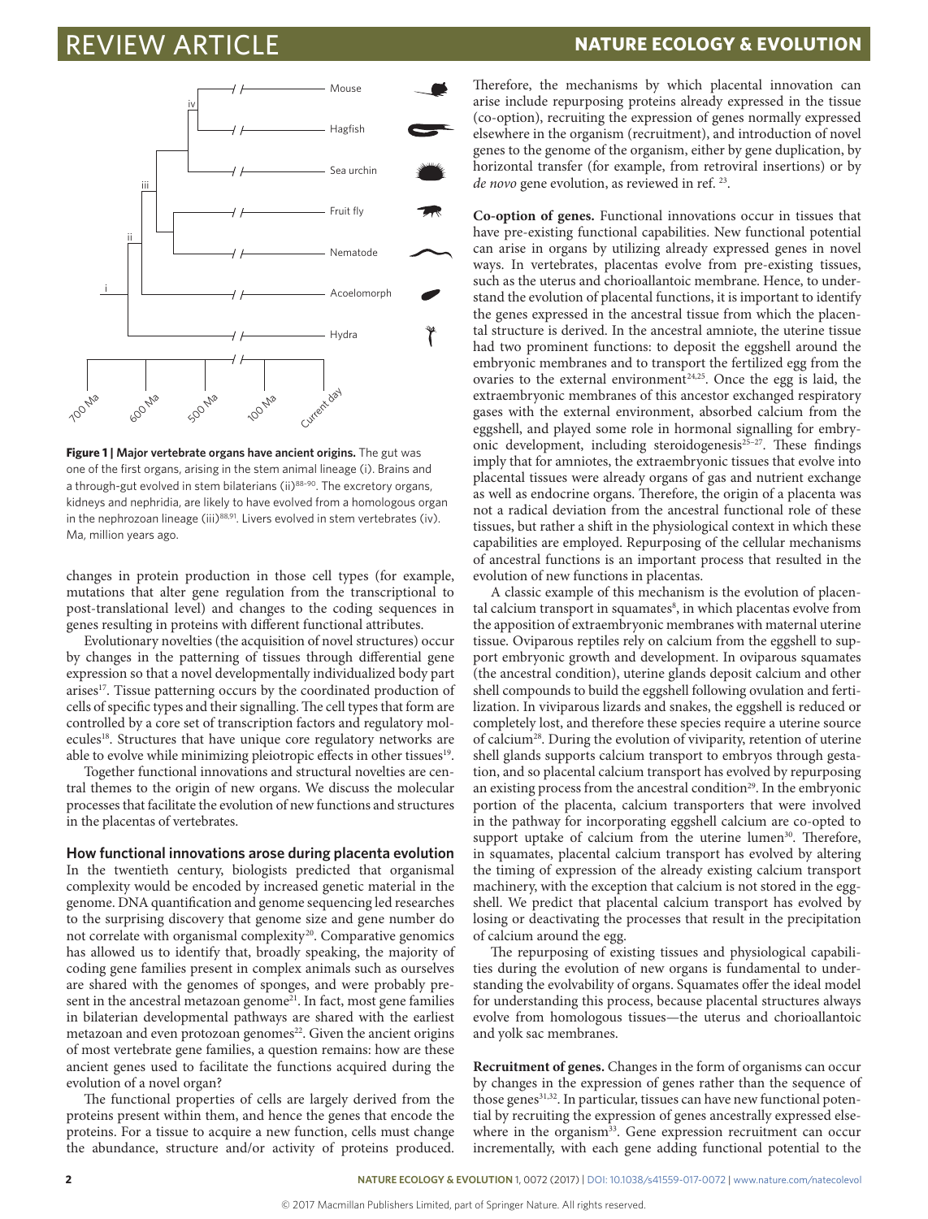**Figure 1 | Major vertebrate organs have ancient origins.** The gut was one of the first organs, arising in the stem animal lineage (i). Brains and a through-gut evolved in stem bilaterians (ii)[88–90]. The excretory organs, kidneys and nephridia, are likely to have evolved from a homologous organ in the nephrozoan lineage (iii)[88,91]. Livers evolved in stem vertebrates (iv). Ma, million years ago.

changes in protein production in those cell types (for example, mutations that alter gene regulation from the transcriptional to post-translational level) and changes to the coding sequences in genes resulting in proteins with different functional attributes.

Evolutionary novelties (the acquisition of novel structures) occur by changes in the patterning of tissues through differential gene expression so that a novel developmentally individualized body part arises[17]. Tissue patterning occurs by the controlled production of cells of specific types and their signalling. The cell types that form are controlled by a core set of transcription factors and regulatory molecules[18]. Structures that have unique core regulatory networks are able to evolve while minimizing pleiotropic effects in other tissues[19].

Together functional innovations and structural novelties are central themes to the origin of new organs. We discuss the molecular processes that facilitate the evolution of new functions and structures in the placentas of vertebrates.

### How functional innovations arose during placenta evolution

In the twentieth century, biologists predicted that organismal complexity would be encoded by increased genetic material in the genome. DNA quantification and genome sequencing led researches to the surprising discovery that genome size and gene number do not correlate with organismal complexity[20]. Comparative genomics has allowed us to identify that, broadly speaking, the majority of coding gene families present in complex animals such as ourselves are shared with the genomes of sponges, and were probably present in the ancestral metazoan genome[21]. In fact, most gene families in bilaterian developmental pathways are shared with the earliest metazoan and even protozoan genomes[22]. Given the ancient origins of most vertebrate gene families, a question remains: how are these ancient genes used to facilitate the functions acquired during the evolution of a novel organ?

The functional properties of cells are largely derived from the proteins present within them, and hence the genes that encode the proteins. For a tissue to acquire a new function, cells must change the abundance, structure and/or activity of proteins produced. Therefore, the mechanisms by which placental innovation can arise include repurposing proteins already expressed in the tissue (co-option), recruiting the expression of genes normally expressed elsewhere in the organism (recruitment), and introduction of novel genes to the genome of the organism, either by gene duplication, by horizontal transfer (for example, from retroviral insertions) or by *de novo* gene evolution, as reviewed in ref. [23].

**Co-option of genes.** Functional innovations occur in tissues that have pre-existing functional capabilities. New functional potential can arise in organs by utilizing already expressed genes in novel ways. In vertebrates, placentas evolve from pre-existing tissues, such as the uterus and chorioallantoic membrane. Hence, to understand the evolution of placental functions, it is important to identify the genes expressed in the ancestral tissue from which the placental structure is derived. In the ancestral amniote, the uterine tissue had two prominent functions: to deposit the eggshell around the embryonic membranes and to transport the fertilized egg from the ovaries to the external environment[24,25]. Once the egg is laid, the extraembryonic membranes of this ancestor exchanged respiratory gases with the external environment, absorbed calcium from the eggshell, and played some role in hormonal signalling for embryonic development, including steroidogenesis[25–27]. These findings imply that for amniotes, the extraembryonic tissues that evolve into placental tissues were already organs of gas and nutrient exchange as well as endocrine organs. Therefore, the origin of a placenta was not a radical deviation from the ancestral functional role of these tissues, but rather a shift in the physiological context in which these capabilities are employed. Repurposing of the cellular mechanisms of ancestral functions is an important process that resulted in the evolution of new functions in placentas.

A classic example of this mechanism is the evolution of placental calcium transport in squamates[8], in which placentas evolve from the apposition of extraembryonic membranes with maternal uterine tissue. Oviparous reptiles rely on calcium from the eggshell to support embryonic growth and development. In oviparous squamates (the ancestral condition), uterine glands deposit calcium and other shell compounds to build the eggshell following ovulation and fertilization. In viviparous lizards and snakes, the eggshell is reduced or completely lost, and therefore these species require a uterine source of calcium[28]. During the evolution of viviparity, retention of uterine shell glands supports calcium transport to embryos through gestation, and so placental calcium transport has evolved by repurposing an existing process from the ancestral condition[29]. In the embryonic portion of the placenta, calcium transporters that were involved in the pathway for incorporating eggshell calcium are co-opted to support uptake of calcium from the uterine lumen[30]. Therefore, in squamates, placental calcium transport has evolved by altering the timing of expression of the already existing calcium transport machinery, with the exception that calcium is not stored in the eggshell. We predict that placental calcium transport has evolved by losing or deactivating the processes that result in the precipitation of calcium around the egg.

The repurposing of existing tissues and physiological capabilities during the evolution of new organs is fundamental to understanding the evolvability of organs. Squamates offer the ideal model for understanding this process, because placental structures always evolve from homologous tissues—the uterus and chorioallantoic and yolk sac membranes.

**Recruitment of genes.** Changes in the form of organisms can occur by changes in the expression of genes rather than the sequence of those genes[31,32]. In particular, tissues can have new functional potential by recruiting the expression of genes ancestrally expressed elsewhere in the organism[33]. Gene expression recruitment can occur incrementally, with each gene adding functional potential to the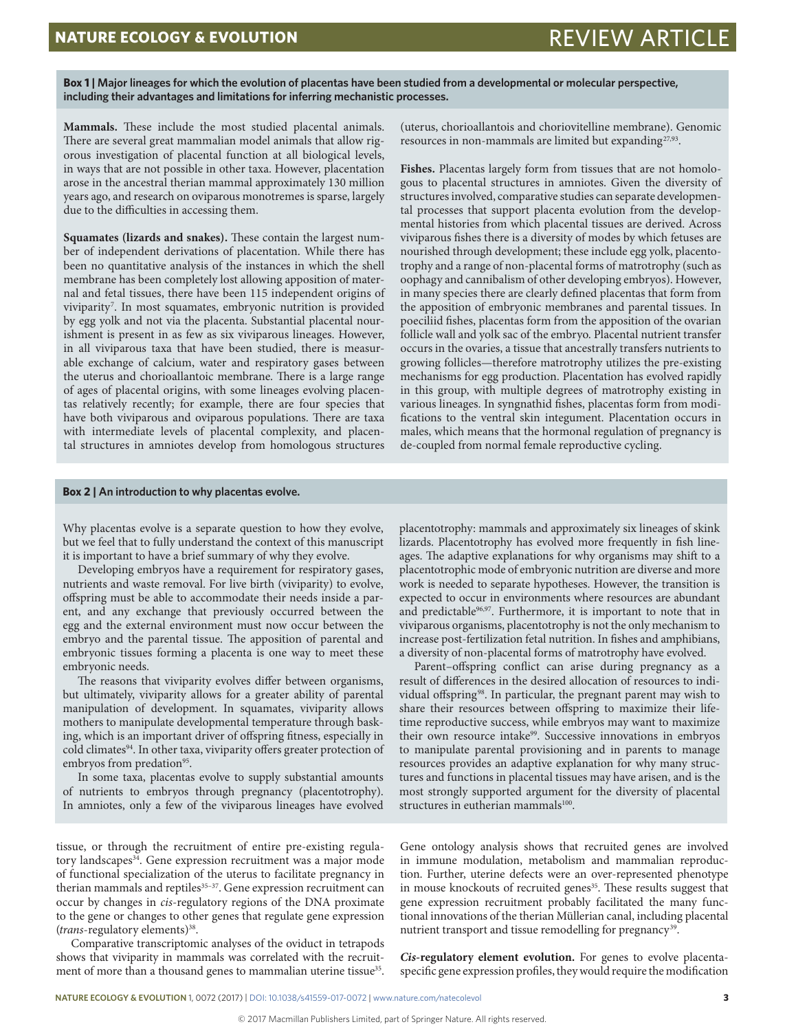**Box 1 | Major lineages for which the evolution of placentas have been studied from a developmental or molecular perspective, including their advantages and limitations for inferring mechanistic processes.**

**Mammals.** These include the most studied placental animals. There are several great mammalian model animals that allow rigorous investigation of placental function at all biological levels, in ways that are not possible in other taxa. However, placentation arose in the ancestral therian mammal approximately 130 million years ago, and research on oviparous monotremes is sparse, largely due to the difficulties in accessing them.

**Squamates (lizards and snakes).** These contain the largest number of independent derivations of placentation. While there has been no quantitative analysis of the instances in which the shell membrane has been completely lost allowing apposition of maternal and fetal tissues, there have been 115 independent origins of viviparity[7]. In most squamates, embryonic nutrition is provided by egg yolk and not via the placenta. Substantial placental nourishment is present in as few as six viviparous lineages. However, in all viviparous taxa that have been studied, there is measurable exchange of calcium, water and respiratory gases between the uterus and chorioallantoic membrane. There is a large range of ages of placental origins, with some lineages evolving placentas relatively recently; for example, there are four species that have both viviparous and oviparous populations. There are taxa with intermediate levels of placental complexity, and placental structures in amniotes develop from homologous structures (uterus, chorioallantois and choriovitelline membrane). Genomic resources in non-mammals are limited but expanding[27,93].

**Fishes.** Placentas largely form from tissues that are not homologous to placental structures in amniotes. Given the diversity of structures involved, comparative studies can separate developmental processes that support placenta evolution from the developmental histories from which placental tissues are derived. Across viviparous fishes there is a diversity of modes by which fetuses are nourished through development; these include egg yolk, placentotrophy and a range of non-placental forms of matrotrophy (such as oophagy and cannibalism of other developing embryos). However, in many species there are clearly defined placentas that form from the apposition of embryonic membranes and parental tissues. In poeciliid fishes, placentas form from the apposition of the ovarian follicle wall and yolk sac of the embryo. Placental nutrient transfer occurs in the ovaries, a tissue that ancestrally transfers nutrients to growing follicles—therefore matrotrophy utilizes the pre-existing mechanisms for egg production. Placentation has evolved rapidly in this group, with multiple degrees of matrotrophy existing in various lineages. In syngnathid fishes, placentas form from modifications to the ventral skin integument. Placentation occurs in males, which means that the hormonal regulation of pregnancy is de-coupled from normal female reproductive cycling.

**Box 2 | An introduction to why placentas evolve.**

Why placentas evolve is a separate question to how they evolve, but we feel that to fully understand the context of this manuscript it is important to have a brief summary of why they evolve.

Developing embryos have a requirement for respiratory gases, nutrients and waste removal. For live birth (viviparity) to evolve, offspring must be able to accommodate their needs inside a parent, and any exchange that previously occurred between the egg and the external environment must now occur between the embryo and the parental tissue. The apposition of parental and embryonic tissues forming a placenta is one way to meet these embryonic needs.

The reasons that viviparity evolves differ between organisms, but ultimately, viviparity allows for a greater ability of parental manipulation of development. In squamates, viviparity allows mothers to manipulate developmental temperature through basking, which is an important driver of offspring fitness, especially in cold climates[94]. In other taxa, viviparity offers greater protection of embryos from predation[95].

In some taxa, placentas evolve to supply substantial amounts of nutrients to embryos through pregnancy (placentotrophy). In amniotes, only a few of the viviparous lineages have evolved placentotrophy: mammals and approximately six lineages of skink lizards. Placentotrophy has evolved more frequently in fish lineages. The adaptive explanations for why organisms may shift to a placentotrophic mode of embryonic nutrition are diverse and more work is needed to separate hypotheses. However, the transition is expected to occur in environments where resources are abundant and predictable[96,97]. Furthermore, it is important to note that in viviparous organisms, placentotrophy is not the only mechanism to increase post-fertilization fetal nutrition. In fishes and amphibians, a diversity of non-placental forms of matrotrophy have evolved.

Parent–offspring conflict can arise during pregnancy as a result of differences in the desired allocation of resources to individual offspring[98]. In particular, the pregnant parent may wish to share their resources between offspring to maximize their lifetime reproductive success, while embryos may want to maximize their own resource intake[99]. Successive innovations in embryos to manipulate parental provisioning and in parents to manage resources provides an adaptive explanation for why many structures and functions in placental tissues may have arisen, and is the most strongly supported argument for the diversity of placental structures in eutherian mammals[100].

tissue, or through the recruitment of entire pre-existing regulatory landscapes[34]. Gene expression recruitment was a major mode of functional specialization of the uterus to facilitate pregnancy in therian mammals and reptiles[35–37]. Gene expression recruitment can occur by changes in *cis*-regulatory regions of the DNA proximate to the gene or changes to other genes that regulate gene expression (*trans*-regulatory elements)[38].

Comparative transcriptomic analyses of the oviduct in tetrapods shows that viviparity in mammals was correlated with the recruitment of more than a thousand genes to mammalian uterine tissue[35]. Gene ontology analysis shows that recruited genes are involved in immune modulation, metabolism and mammalian reproduction. Further, uterine defects were an over-represented phenotype in mouse knockouts of recruited genes[35]. These results suggest that gene expression recruitment probably facilitated the many functional innovations of the therian Müllerian canal, including placental nutrient transport and tissue remodelling for pregnancy[39].

***Cis*-regulatory element evolution.** For genes to evolve placenta-specific gene expression profiles, they would require the modification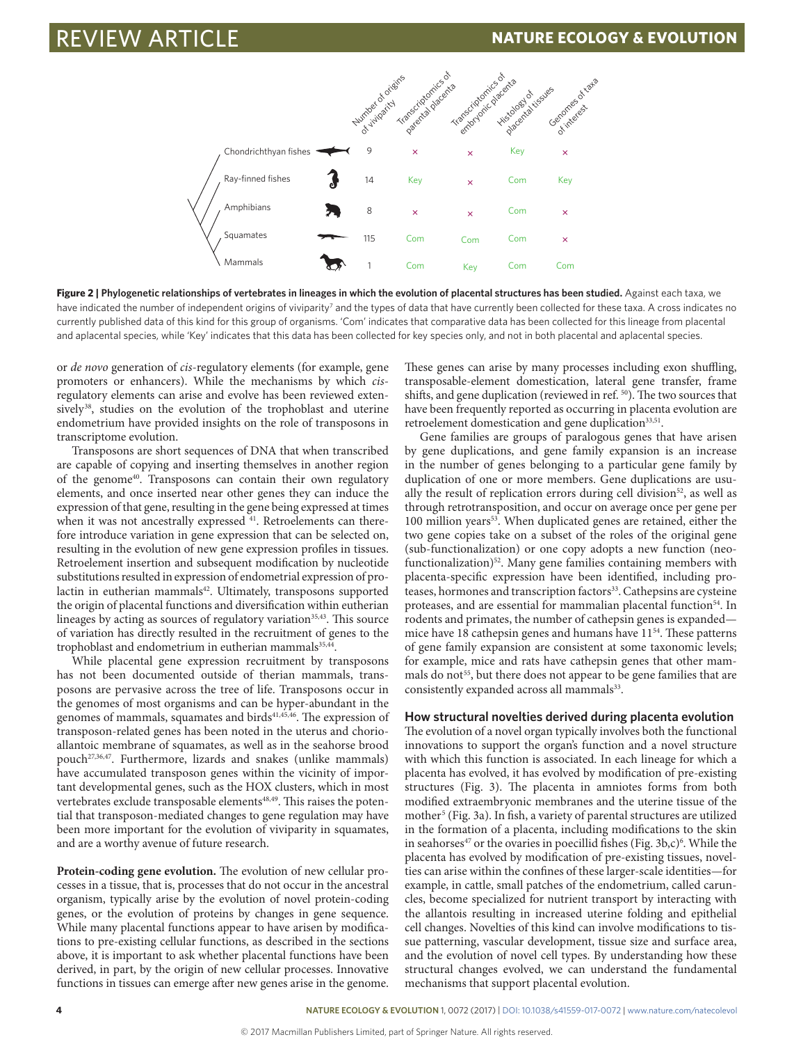| | Number of origins of viviparity | Transcriptomics of parental placenta | Transcriptomics of embryonic placenta | Histology of placental tissues | Genomes of taxa of interest |
|---|---|---|---|---|---|
| Chondrichthyan fishes | 9 | × | × | Key | × |
| Ray-finned fishes | 14 | Key | × | Com | Key |
| Amphibians | 8 | × | × | Com | × |
| Squamates | 115 | Com | Com | Com | × |
| Mammals | 1 | Com | Key | Com | Com |

**Figure 2 | Phylogenetic relationships of vertebrates in lineages in which the evolution of placental structures has been studied.** Against each taxa, we have indicated the number of independent origins of viviparity[7] and the types of data that have currently been collected for these taxa. A cross indicates no currently published data of this kind for this group of organisms. 'Com' indicates that comparative data has been collected for this lineage from placental and aplacental species, while 'Key' indicates that this data has been collected for key species only, and not in both placental and aplacental species.

or *de novo* generation of *cis*-regulatory elements (for example, gene promoters or enhancers). While the mechanisms by which *cis*-regulatory elements can arise and evolve has been reviewed extensively[38], studies on the evolution of the trophoblast and uterine endometrium have provided insights on the role of transposons in transcriptome evolution.

Transposons are short sequences of DNA that when transcribed are capable of copying and inserting themselves in another region of the genome[40]. Transposons can contain their own regulatory elements, and once inserted near other genes they can induce the expression of that gene, resulting in the gene being expressed at times when it was not ancestrally expressed [41]. Retroelements can therefore introduce variation in gene expression that can be selected on, resulting in the evolution of new gene expression profiles in tissues. Retroelement insertion and subsequent modification by nucleotide substitutions resulted in expression of endometrial expression of prolactin in eutherian mammals[42]. Ultimately, transposons supported the origin of placental functions and diversification within eutherian lineages by acting as sources of regulatory variation[35,43]. This source of variation has directly resulted in the recruitment of genes to the trophoblast and endometrium in eutherian mammals[35,44].

While placental gene expression recruitment by transposons has not been documented outside of therian mammals, transposons are pervasive across the tree of life. Transposons occur in the genomes of most organisms and can be hyper-abundant in the genomes of mammals, squamates and birds[41,45,46]. The expression of transposon-related genes has been noted in the uterus and chorioallantoic membrane of squamates, as well as in the seahorse brood pouch[27,36,47]. Furthermore, lizards and snakes (unlike mammals) have accumulated transposon genes within the vicinity of important developmental genes, such as the HOX clusters, which in most vertebrates exclude transposable elements[48,49]. This raises the potential that transposon-mediated changes to gene regulation may have been more important for the evolution of viviparity in squamates, and are a worthy avenue of future research.

**Protein-coding gene evolution.** The evolution of new cellular processes in a tissue, that is, processes that do not occur in the ancestral organism, typically arise by the evolution of novel protein-coding genes, or the evolution of proteins by changes in gene sequence. While many placental functions appear to have arisen by modifications to pre-existing cellular functions, as described in the sections above, it is important to ask whether placental functions have been derived, in part, by the origin of new cellular processes. Innovative functions in tissues can emerge after new genes arise in the genome. These genes can arise by many processes including exon shuffling, transposable-element domestication, lateral gene transfer, frame shifts, and gene duplication (reviewed in ref. [50]). The two sources that have been frequently reported as occurring in placenta evolution are retroelement domestication and gene duplication[33,51].

Gene families are groups of paralogous genes that have arisen by gene duplications, and gene family expansion is an increase in the number of genes belonging to a particular gene family by duplication of one or more members. Gene duplications are usually the result of replication errors during cell division[52], as well as through retrotransposition, and occur on average once per gene per 100 million years[53]. When duplicated genes are retained, either the two gene copies take on a subset of the roles of the original gene (sub-functionalization) or one copy adopts a new function (neo-functionalization)[52]. Many gene families containing members with placenta-specific expression have been identified, including proteases, hormones and transcription factors[33]. Cathepsins are cysteine proteases, and are essential for mammalian placental function[54]. In rodents and primates, the number of cathepsin genes is expanded—mice have 18 cathepsin genes and humans have 11[54]. These patterns of gene family expansion are consistent at some taxonomic levels; for example, mice and rats have cathepsin genes that other mammals do not[55], but there does not appear to be gene families that are consistently expanded across all mammals[33].

## How structural novelties derived during placenta evolution

The evolution of a novel organ typically involves both the functional innovations to support the organ's function and a novel structure with which this function is associated. In each lineage for which a placenta has evolved, it has evolved by modification of pre-existing structures (Fig. 3). The placenta in amniotes forms from both modified extraembryonic membranes and the uterine tissue of the mother[5] (Fig. 3a). In fish, a variety of parental structures are utilized in the formation of a placenta, including modifications to the skin in seahorses[47] or the ovaries in poecillid fishes (Fig. 3b,c)[6]. While the placenta has evolved by modification of pre-existing tissues, novelties can arise within the confines of these larger-scale identities—for example, in cattle, small patches of the endometrium, called caruncles, become specialized for nutrient transport by interacting with the allantois resulting in increased uterine folding and epithelial cell changes. Novelties of this kind can involve modifications to tissue patterning, vascular development, tissue size and surface area, and the evolution of novel cell types. By understanding how these structural changes evolved, we can understand the fundamental mechanisms that support placental evolution.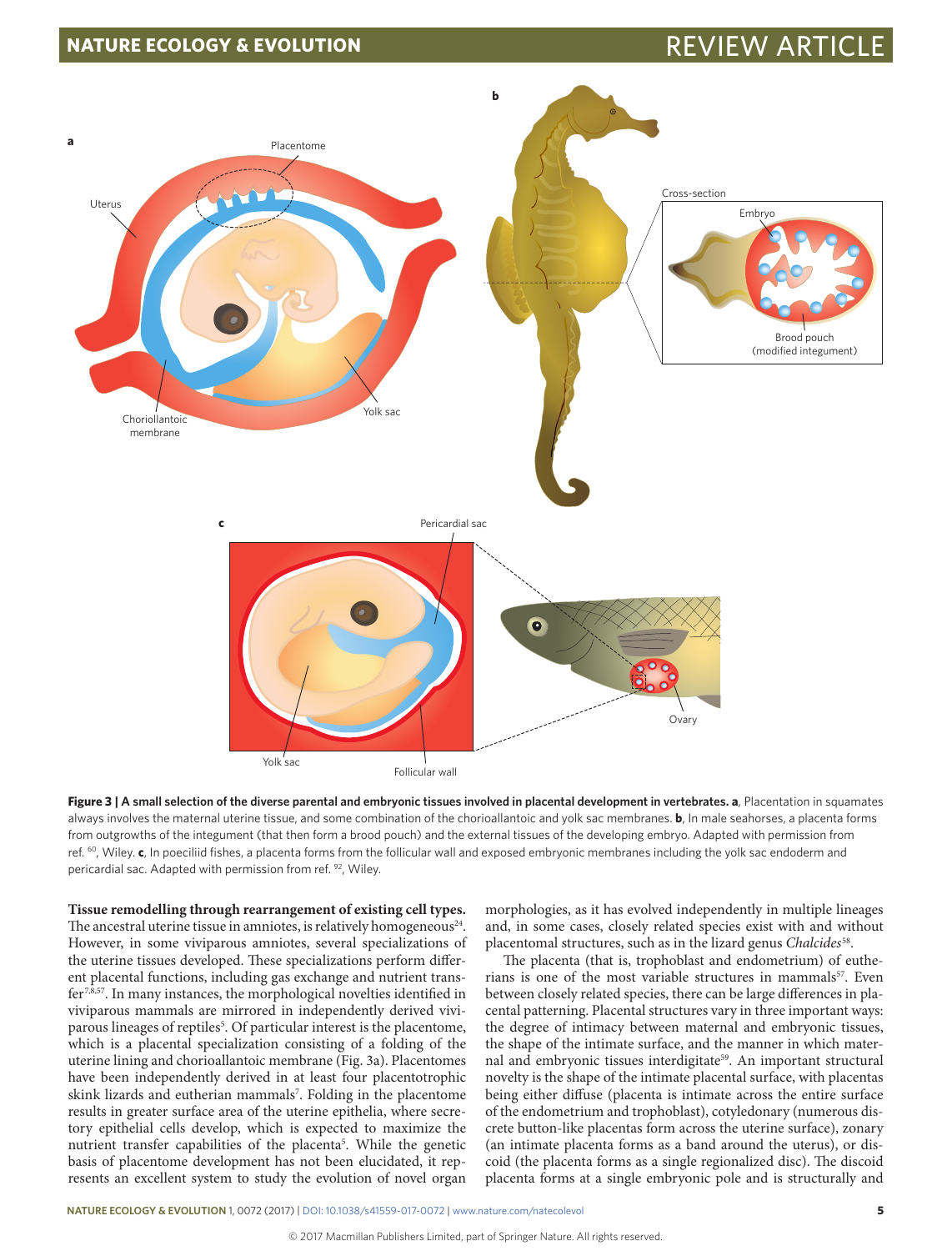**Figure 3 | A small selection of the diverse parental and embryonic tissues involved in placental development in vertebrates. a**, Placentation in squamates always involves the maternal uterine tissue, and some combination of the chorioallantoic and yolk sac membranes. **b**, In male seahorses, a placenta forms from outgrowths of the integument (that then form a brood pouch) and the external tissues of the developing embryo. Adapted with permission from ref. [60], Wiley. **c**, In poeciliid fishes, a placenta forms from the follicular wall and exposed embryonic membranes including the yolk sac endoderm and pericardial sac. Adapted with permission from ref. [92], Wiley.

**Tissue remodelling through rearrangement of existing cell types.** The ancestral uterine tissue in amniotes, is relatively homogeneous[24]. However, in some viviparous amniotes, several specializations of the uterine tissues developed. These specializations perform different placental functions, including gas exchange and nutrient transfer[7,8,57]. In many instances, the morphological novelties identified in viviparous mammals are mirrored in independently derived viviparous lineages of reptiles[5]. Of particular interest is the placentome, which is a placental specialization consisting of a folding of the uterine lining and chorioallantoic membrane (Fig. 3a). Placentomes have been independently derived in at least four placentotrophic skink lizards and eutherian mammals[7]. Folding in the placentome results in greater surface area of the uterine epithelia, where secretory epithelial cells develop, which is expected to maximize the nutrient transfer capabilities of the placenta[5]. While the genetic basis of placentome development has not been elucidated, it represents an excellent system to study the evolution of novel organ morphologies, as it has evolved independently in multiple lineages and, in some cases, closely related species exist with and without placentomal structures, such as in the lizard genus *Chalcides*[58].

The placenta (that is, trophoblast and endometrium) of eutherians is one of the most variable structures in mammals[57]. Even between closely related species, there can be large differences in placental patterning. Placental structures vary in three important ways: the degree of intimacy between maternal and embryonic tissues, the shape of the intimate surface, and the manner in which maternal and embryonic tissues interdigitate[59]. An important structural novelty is the shape of the intimate placental surface, with placentas being either diffuse (placenta is intimate across the entire surface of the endometrium and trophoblast), cotyledonary (numerous discrete button-like placentas form across the uterine surface), zonary (an intimate placenta forms as a band around the uterus), or discoid (the placenta forms as a single regionalized disc). The discoid placenta forms at a single embryonic pole and is structurally and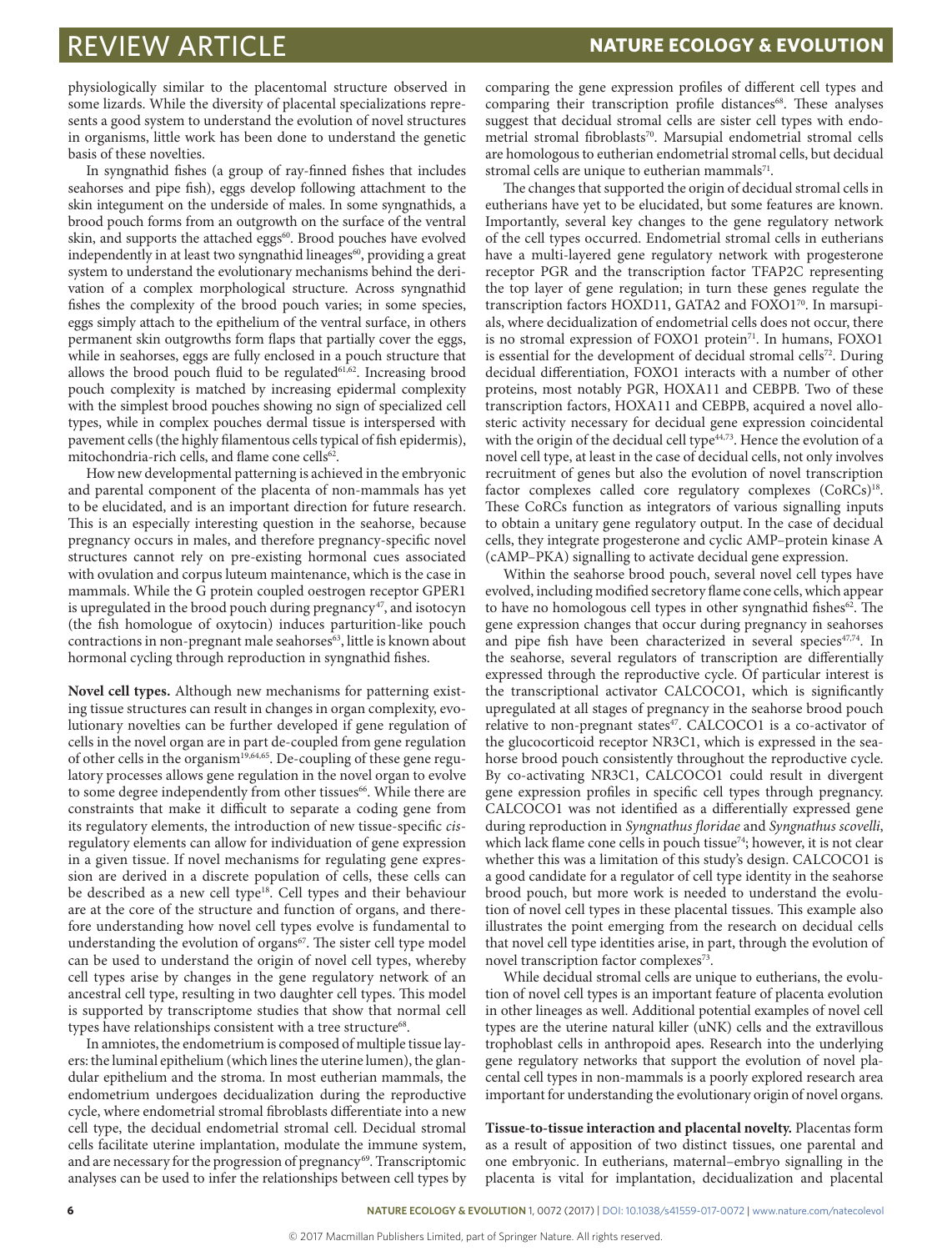physiologically similar to the placentomal structure observed in some lizards. While the diversity of placental specializations represents a good system to understand the evolution of novel structures in organisms, little work has been done to understand the genetic basis of these novelties.

In syngnathid fishes (a group of ray-finned fishes that includes seahorses and pipe fish), eggs develop following attachment to the skin integument on the underside of males. In some syngnathids, a brood pouch forms from an outgrowth on the surface of the ventral skin, and supports the attached eggs[60]. Brood pouches have evolved independently in at least two syngnathid lineages[60], providing a great system to understand the evolutionary mechanisms behind the derivation of a complex morphological structure. Across syngnathid fishes the complexity of the brood pouch varies; in some species, eggs simply attach to the epithelium of the ventral surface, in others permanent skin outgrowths form flaps that partially cover the eggs, while in seahorses, eggs are fully enclosed in a pouch structure that allows the brood pouch fluid to be regulated[61,62]. Increasing brood pouch complexity is matched by increasing epidermal complexity with the simplest brood pouches showing no sign of specialized cell types, while in complex pouches dermal tissue is interspersed with pavement cells (the highly filamentous cells typical of fish epidermis), mitochondria-rich cells, and flame cone cells[62].

How new developmental patterning is achieved in the embryonic and parental component of the placenta of non-mammals has yet to be elucidated, and is an important direction for future research. This is an especially interesting question in the seahorse, because pregnancy occurs in males, and therefore pregnancy-specific novel structures cannot rely on pre-existing hormonal cues associated with ovulation and corpus luteum maintenance, which is the case in mammals. While the G protein coupled oestrogen receptor GPER1 is upregulated in the brood pouch during pregnancy[47], and isotocyn (the fish homologue of oxytocin) induces parturition-like pouch contractions in non-pregnant male seahorses[63], little is known about hormonal cycling through reproduction in syngnathid fishes.

**Novel cell types.** Although new mechanisms for patterning existing tissue structures can result in changes in organ complexity, evolutionary novelties can be further developed if gene regulation of cells in the novel organ are in part de-coupled from gene regulation of other cells in the organism[19,64,65]. De-coupling of these gene regulatory processes allows gene regulation in the novel organ to evolve to some degree independently from other tissues[66]. While there are constraints that make it difficult to separate a coding gene from its regulatory elements, the introduction of new tissue-specific *cis*-regulatory elements can allow for individuation of gene expression in a given tissue. If novel mechanisms for regulating gene expression are derived in a discrete population of cells, these cells can be described as a new cell type[18]. Cell types and their behaviour are at the core of the structure and function of organs, and therefore understanding how novel cell types evolve is fundamental to understanding the evolution of organs[67]. The sister cell type model can be used to understand the origin of novel cell types, whereby cell types arise by changes in the gene regulatory network of an ancestral cell type, resulting in two daughter cell types. This model is supported by transcriptome studies that show that normal cell types have relationships consistent with a tree structure[68].

In amniotes, the endometrium is composed of multiple tissue layers: the luminal epithelium (which lines the uterine lumen), the glandular epithelium and the stroma. In most eutherian mammals, the endometrium undergoes decidualization during the reproductive cycle, where endometrial stromal fibroblasts differentiate into a new cell type, the decidual endometrial stromal cell. Decidual stromal cells facilitate uterine implantation, modulate the immune system, and are necessary for the progression of pregnancy[69]. Transcriptomic analyses can be used to infer the relationships between cell types by comparing the gene expression profiles of different cell types and comparing their transcription profile distances[68]. These analyses suggest that decidual stromal cells are sister cell types with endometrial stromal fibroblasts[70]. Marsupial endometrial stromal cells are homologous to eutherian endometrial stromal cells, but decidual stromal cells are unique to eutherian mammals[71].

The changes that supported the origin of decidual stromal cells in eutherians have yet to be elucidated, but some features are known. Importantly, several key changes to the gene regulatory network of the cell types occurred. Endometrial stromal cells in eutherians have a multi-layered gene regulatory network with progesterone receptor PGR and the transcription factor TFAP2C representing the top layer of gene regulation; in turn these genes regulate the transcription factors HOXD11, GATA2 and FOXO1[70]. In marsupials, where decidualization of endometrial cells does not occur, there is no stromal expression of FOXO1 protein[71]. In humans, FOXO1 is essential for the development of decidual stromal cells[72]. During decidual differentiation, FOXO1 interacts with a number of other proteins, most notably PGR, HOXA11 and CEBPB. Two of these transcription factors, HOXA11 and CEBPB, acquired a novel allosteric activity necessary for decidual gene expression coincidental with the origin of the decidual cell type[44,73]. Hence the evolution of a novel cell type, at least in the case of decidual cells, not only involves recruitment of genes but also the evolution of novel transcription factor complexes called core regulatory complexes (CoRCs)[18]. These CoRCs function as integrators of various signalling inputs to obtain a unitary gene regulatory output. In the case of decidual cells, they integrate progesterone and cyclic AMP–protein kinase A (cAMP–PKA) signalling to activate decidual gene expression.

Within the seahorse brood pouch, several novel cell types have evolved, including modified secretory flame cone cells, which appear to have no homologous cell types in other syngnathid fishes[62]. The gene expression changes that occur during pregnancy in seahorses and pipe fish have been characterized in several species[47,74]. In the seahorse, several regulators of transcription are differentially expressed through the reproductive cycle. Of particular interest is the transcriptional activator CALCOCO1, which is significantly upregulated at all stages of pregnancy in the seahorse brood pouch relative to non-pregnant states[47]. CALCOCO1 is a co-activator of the glucocorticoid receptor NR3C1, which is expressed in the seahorse brood pouch consistently throughout the reproductive cycle. By co-activating NR3C1, CALCOCO1 could result in divergent gene expression profiles in specific cell types through pregnancy. CALCOCO1 was not identified as a differentially expressed gene during reproduction in *Syngnathus floridae* and *Syngnathus scovelli*, which lack flame cone cells in pouch tissue[74]; however, it is not clear whether this was a limitation of this study's design. CALCOCO1 is a good candidate for a regulator of cell type identity in the seahorse brood pouch, but more work is needed to understand the evolution of novel cell types in these placental tissues. This example also illustrates the point emerging from the research on decidual cells that novel cell type identities arise, in part, through the evolution of novel transcription factor complexes[73].

While decidual stromal cells are unique to eutherians, the evolution of novel cell types is an important feature of placenta evolution in other lineages as well. Additional potential examples of novel cell types are the uterine natural killer (uNK) cells and the extravillous trophoblast cells in anthropoid apes. Research into the underlying gene regulatory networks that support the evolution of novel placental cell types in non-mammals is a poorly explored research area important for understanding the evolutionary origin of novel organs.

**Tissue-to-tissue interaction and placental novelty.** Placentas form as a result of apposition of two distinct tissues, one parental and one embryonic. In eutherians, maternal–embryo signalling in the placenta is vital for implantation, decidualization and placental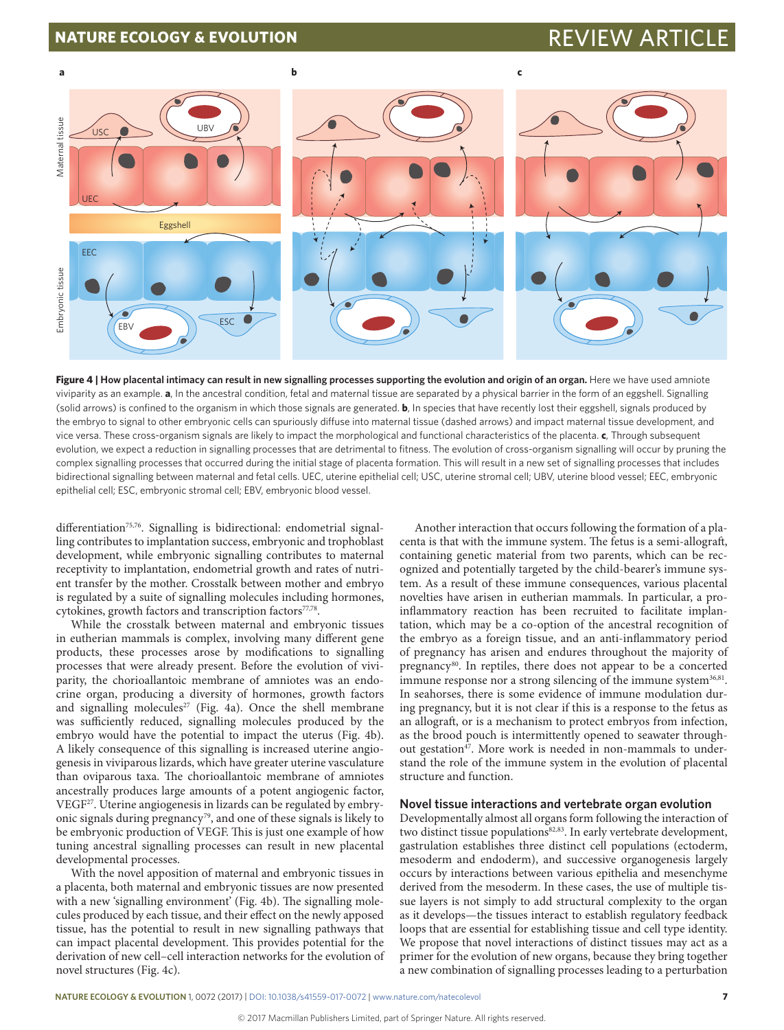**Figure 4 | How placental intimacy can result in new signalling processes supporting the evolution and origin of an organ.** Here we have used amniote viviparity as an example. **a**, In the ancestral condition, fetal and maternal tissue are separated by a physical barrier in the form of an eggshell. Signalling (solid arrows) is confined to the organism in which those signals are generated. **b**, In species that have recently lost their eggshell, signals produced by the embryo to signal to other embryonic cells can spuriously diffuse into maternal tissue (dashed arrows) and impact maternal tissue development, and vice versa. These cross-organism signals are likely to impact the morphological and functional characteristics of the placenta. **c**, Through subsequent evolution, we expect a reduction in signalling processes that are detrimental to fitness. The evolution of cross-organism signalling will occur by pruning the complex signalling processes that occurred during the initial stage of placenta formation. This will result in a new set of signalling processes that includes bidirectional signalling between maternal and fetal cells. UEC, uterine epithelial cell; USC, uterine stromal cell; UBV, uterine blood vessel; EEC, embryonic epithelial cell; ESC, embryonic stromal cell; EBV, embryonic blood vessel.

differentiation[75,76]. Signalling is bidirectional: endometrial signalling contributes to implantation success, embryonic and trophoblast development, while embryonic signalling contributes to maternal receptivity to implantation, endometrial growth and rates of nutrient transfer by the mother. Crosstalk between mother and embryo is regulated by a suite of signalling molecules including hormones, cytokines, growth factors and transcription factors[77,78].

While the crosstalk between maternal and embryonic tissues in eutherian mammals is complex, involving many different gene products, these processes arose by modifications to signalling processes that were already present. Before the evolution of viviparity, the chorioallantoic membrane of amniotes was an endocrine organ, producing a diversity of hormones, growth factors and signalling molecules[27] (Fig. 4a). Once the shell membrane was sufficiently reduced, signalling molecules produced by the embryo would have the potential to impact the uterus (Fig. 4b). A likely consequence of this signalling is increased uterine angiogenesis in viviparous lizards, which have greater uterine vasculature than oviparous taxa. The chorioallantoic membrane of amniotes ancestrally produces large amounts of a potent angiogenic factor, VEGF[27]. Uterine angiogenesis in lizards can be regulated by embryonic signals during pregnancy[79], and one of these signals is likely to be embryonic production of VEGF. This is just one example of how tuning ancestral signalling processes can result in new placental developmental processes.

With the novel apposition of maternal and embryonic tissues in a placenta, both maternal and embryonic tissues are now presented with a new 'signalling environment' (Fig. 4b). The signalling molecules produced by each tissue, and their effect on the newly apposed tissue, has the potential to result in new signalling pathways that can impact placental development. This provides potential for the derivation of new cell–cell interaction networks for the evolution of novel structures (Fig. 4c).

Another interaction that occurs following the formation of a placenta is that with the immune system. The fetus is a semi-allograft, containing genetic material from two parents, which can be recognized and potentially targeted by the child-bearer's immune system. As a result of these immune consequences, various placental novelties have arisen in eutherian mammals. In particular, a pro-inflammatory reaction has been recruited to facilitate implantation, which may be a co-option of the ancestral recognition of the embryo as a foreign tissue, and an anti-inflammatory period of pregnancy has arisen and endures throughout the majority of pregnancy[80]. In reptiles, there does not appear to be a concerted immune response nor a strong silencing of the immune system[36,81]. In seahorses, there is some evidence of immune modulation during pregnancy, but it is not clear if this is a response to the fetus as an allograft, or is a mechanism to protect embryos from infection, as the brood pouch is intermittently opened to seawater throughout gestation[47]. More work is needed in non-mammals to understand the role of the immune system in the evolution of placental structure and function.

## Novel tissue interactions and vertebrate organ evolution

Developmentally almost all organs form following the interaction of two distinct tissue populations[82,83]. In early vertebrate development, gastrulation establishes three distinct cell populations (ectoderm, mesoderm and endoderm), and successive organogenesis largely occurs by interactions between various epithelia and mesenchyme derived from the mesoderm. In these cases, the use of multiple tissue layers is not simply to add structural complexity to the organ as it develops—the tissues interact to establish regulatory feedback loops that are essential for establishing tissue and cell type identity. We propose that novel interactions of distinct tissues may act as a primer for the evolution of new organs, because they bring together a new combination of signalling processes leading to a perturbation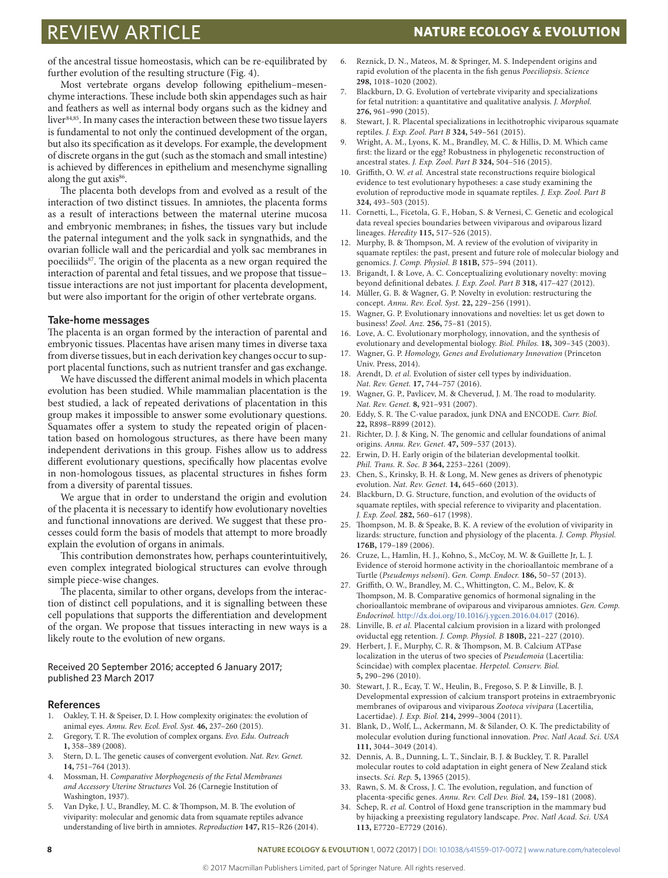of the ancestral tissue homeostasis, which can be re-equilibrated by further evolution of the resulting structure (Fig. 4).

Most vertebrate organs develop following epithelium–mesenchyme interactions. These include both skin appendages such as hair and feathers as well as internal body organs such as the kidney and liver[84,85]. In many cases the interaction between these two tissue layers is fundamental to not only the continued development of the organ, but also its specification as it develops. For example, the development of discrete organs in the gut (such as the stomach and small intestine) is achieved by differences in epithelium and mesenchyme signalling along the gut axis[86].

The placenta both develops from and evolved as a result of the interaction of two distinct tissues. In amniotes, the placenta forms as a result of interactions between the maternal uterine mucosa and embryonic membranes; in fishes, the tissues vary but include the paternal integument and the yolk sack in syngnathids, and the ovarian follicle wall and the pericardial and yolk sac membranes in poeciliids[87]. The origin of the placenta as a new organ required the interaction of parental and fetal tissues, and we propose that tissue–tissue interactions are not just important for placenta development, but were also important for the origin of other vertebrate organs.

### Take-home messages

The placenta is an organ formed by the interaction of parental and embryonic tissues. Placentas have arisen many times in diverse taxa from diverse tissues, but in each derivation key changes occur to support placental functions, such as nutrient transfer and gas exchange.

We have discussed the different animal models in which placenta evolution has been studied. While mammalian placentation is the best studied, a lack of repeated derivations of placentation in this group makes it impossible to answer some evolutionary questions. Squamates offer a system to study the repeated origin of placentation based on homologous structures, as there have been many independent derivations in this group. Fishes allow us to address different evolutionary questions, specifically how placentas evolve in non-homologous tissues, as placental structures in fishes form from a diversity of parental tissues.

We argue that in order to understand the origin and evolution of the placenta it is necessary to identify how evolutionary novelties and functional innovations are derived. We suggest that these processes could form the basis of models that attempt to more broadly explain the evolution of organs in animals.

This contribution demonstrates how, perhaps counterintuitively, even complex integrated biological structures can evolve through simple piece-wise changes.

The placenta, similar to other organs, develops from the interaction of distinct cell populations, and it is signalling between these cell populations that supports the differentiation and development of the organ. We propose that tissues interacting in new ways is a likely route to the evolution of new organs.

Received 20 September 2016; accepted 6 January 2017; published 23 March 2017

### References

1. Oakley, T. H. & Speiser, D. I. How complexity originates: the evolution of animal eyes. *Annu. Rev. Ecol. Evol. Syst.* **46,** 237–260 (2015).
2. Gregory, T. R. The evolution of complex organs. *Evo. Edu. Outreach* **1,** 358–389 (2008).
3. Stern, D. L. The genetic causes of convergent evolution. *Nat. Rev. Genet.* **14,** 751–764 (2013).
4. Mossman, H. *Comparative Morphogenesis of the Fetal Membranes and Accessory Uterine Structures* Vol. 26 (Carnegie Institution of Washington, 1937).
5. Van Dyke, J. U., Brandley, M. C. & Thompson, M. B. The evolution of viviparity: molecular and genomic data from squamate reptiles advance understanding of live birth in amniotes. *Reproduction* **147,** R15–R26 (2014).
6. Reznick, D. N., Mateos, M. & Springer, M. S. Independent origins and rapid evolution of the placenta in the fish genus *Poeciliopsis*. *Science* **298,** 1018–1020 (2002).
7. Blackburn, D. G. Evolution of vertebrate viviparity and specializations for fetal nutrition: a quantitative and qualitative analysis. *J. Morphol.* **276,** 961–990 (2015).
8. Stewart, J. R. Placental specializations in lecithotrophic viviparous squamate reptiles. *J. Exp. Zool. Part B* **324,** 549–561 (2015).
9. Wright, A. M., Lyons, K. M., Brandley, M. C. & Hillis, D. M. Which came first: the lizard or the egg? Robustness in phylogenetic reconstruction of ancestral states. *J. Exp. Zool. Part B* **324,** 504–516 (2015).
10. Griffith, O. W. *et al.* Ancestral state reconstructions require biological evidence to test evolutionary hypotheses: a case study examining the evolution of reproductive mode in squamate reptiles. *J. Exp. Zool. Part B* **324,** 493–503 (2015).
11. Cornetti, L., Ficetola, G. F., Hoban, S. & Vernesi, C. Genetic and ecological data reveal species boundaries between viviparous and oviparous lizard lineages. *Heredity* **115,** 517–526 (2015).
12. Murphy, B. & Thompson, M. A review of the evolution of viviparity in squamate reptiles: the past, present and future role of molecular biology and genomics. *J. Comp. Physiol. B* **181B,** 575–594 (2011).
13. Brigandt, I. & Love, A. C. Conceptualizing evolutionary novelty: moving beyond definitional debates. *J. Exp. Zool. Part B* **318,** 417–427 (2012).
14. Müller, G. B. & Wagner, G. P. Novelty in evolution: restructuring the concept. *Annu. Rev. Ecol. Syst.* **22,** 229–256 (1991).
15. Wagner, G. P. Evolutionary innovations and novelties: let us get down to business! *Zool. Anz.* **256,** 75–81 (2015).
16. Love, A. C. Evolutionary morphology, innovation, and the synthesis of evolutionary and developmental biology. *Biol. Philos.* **18,** 309–345 (2003).
17. Wagner, G. P. *Homology, Genes and Evolutionary Innovation* (Princeton Univ. Press, 2014).
18. Arendt, D. *et al.* Evolution of sister cell types by individuation. *Nat. Rev. Genet.* **17,** 744–757 (2016).
19. Wagner, G. P., Pavlicev, M. & Cheverud, J. M. The road to modularity. *Nat. Rev. Genet.* **8,** 921–931 (2007).
20. Eddy, S. R. The C-value paradox, junk DNA and ENCODE. *Curr. Biol.* **22,** R898–R899 (2012).
21. Richter, D. J. & King, N. The genomic and cellular foundations of animal origins. *Annu. Rev. Genet.* **47,** 509–537 (2013).
22. Erwin, D. H. Early origin of the bilaterian developmental toolkit. *Phil. Trans. R. Soc. B* **364,** 2253–2261 (2009).
23. Chen, S., Krinsky, B. H. & Long, M. New genes as drivers of phenotypic evolution. *Nat. Rev. Genet.* **14,** 645–660 (2013).
24. Blackburn, D. G. Structure, function, and evolution of the oviducts of squamate reptiles, with special reference to viviparity and placentation. *J. Exp. Zool.* **282,** 560–617 (1998).
25. Thompson, M. B. & Speake, B. K. A review of the evolution of viviparity in lizards: structure, function and physiology of the placenta. *J. Comp. Physiol.* **176B,** 179–189 (2006).
26. Cruze, L., Hamlin, H. J., Kohno, S., McCoy, M. W. & Guillette Jr, L. J. Evidence of steroid hormone activity in the chorioallantoic membrane of a Turtle (*Pseudemys nelsoni*). *Gen. Comp. Endocr.* **186,** 50–57 (2013).
27. Griffith, O. W., Brandley, M. C., Whittington, C. M., Belov, K. & Thompson, M. B. Comparative genomics of hormonal signaling in the chorioallantoic membrane of oviparous and viviparous amniotes. *Gen. Comp. Endocrinol.* http://dx.doi.org/10.1016/j.ygcen.2016.04.017 (2016).
28. Linville, B. *et al.* Placental calcium provision in a lizard with prolonged oviductal egg retention. *J. Comp. Physiol. B* **180B,** 221–227 (2010).
29. Herbert, J. F., Murphy, C. R. & Thompson, M. B. Calcium ATPase localization in the uterus of two species of *Pseudemoia* (Lacertilia: Scincidae) with complex placentae. *Herpetol. Conserv. Biol.* **5,** 290–296 (2010).
30. Stewart, J. R., Ecay, T. W., Heulin, B., Fregoso, S. P. & Linville, B. J. Developmental expression of calcium transport proteins in extraembryonic membranes of oviparous and viviparous *Zootoca vivipara* (Lacertilia, Lacertidae). *J. Exp. Biol.* **214,** 2999–3004 (2011).
31. Blank, D., Wolf, L., Ackermann, M. & Silander, O. K. The predictability of molecular evolution during functional innovation. *Proc. Natl Acad. Sci. USA* **111,** 3044–3049 (2014).
32. Dennis, A. B., Dunning, L. T., Sinclair, B. J. & Buckley, T. R. Parallel molecular routes to cold adaptation in eight genera of New Zealand stick insects. *Sci. Rep.* **5,** 13965 (2015).
33. Rawn, S. M. & Cross, J. C. The evolution, regulation, and function of placenta-specific genes. *Annu. Rev. Cell Dev. Biol.* **24,** 159–181 (2008).
34. Schep, R. *et al.* Control of Hoxd gene transcription in the mammary bud by hijacking a preexisting regulatory landscape. *Proc. Natl Acad. Sci. USA* **113,** E7720–E7729 (2016).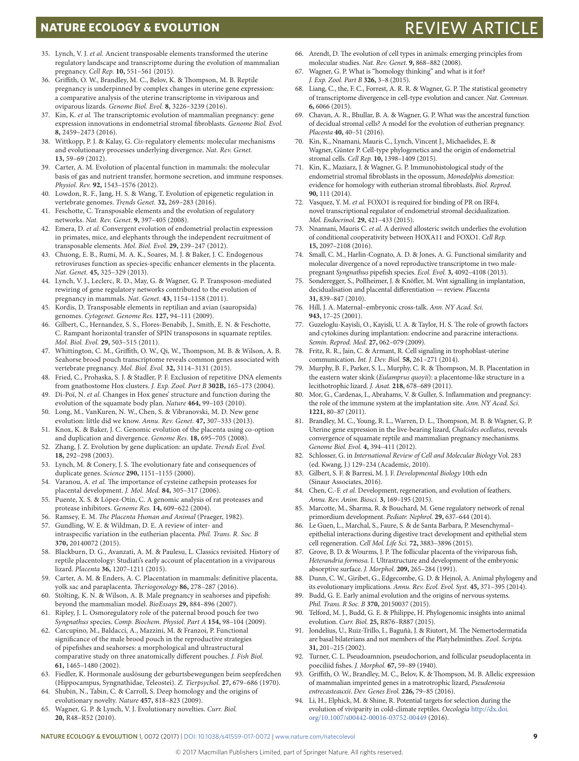35. Lynch, V. J. *et al.* Ancient transposable elements transformed the uterine regulatory landscape and transcriptome during the evolution of mammalian pregnancy. *Cell Rep.* **10,** 551–561 (2015).
36. Griffith, O. W., Brandley, M. C., Belov, K. & Thompson, M. B. Reptile pregnancy is underpinned by complex changes in uterine gene expression: a comparative analysis of the uterine transcriptome in viviparous and oviparous lizards. *Genome Biol. Evol.* **8,** 3226–3239 (2016).
37. Kin, K. *et al.* The transcriptomic evolution of mammalian pregnancy: gene expression innovations in endometrial stromal fibroblasts. *Genome Biol. Evol.* **8,** 2459–2473 (2016).
38. Wittkopp, P. J. & Kalay, G. *Cis*-regulatory elements: molecular mechanisms and evolutionary processes underlying divergence. *Nat. Rev. Genet.* **13,** 59–69 (2012).
39. Carter, A. M. Evolution of placental function in mammals: the molecular basis of gas and nutrient transfer, hormone secretion, and immune responses. *Physiol. Rev.* **92,** 1543–1576 (2012).
40. Lowdon, R. F., Jang, H. S. & Wang, T. Evolution of epigenetic regulation in vertebrate genomes. *Trends Genet.* **32,** 269–283 (2016).
41. Feschotte, C. Transposable elements and the evolution of regulatory networks. *Nat. Rev. Genet.* **9,** 397–405 (2008).
42. Emera, D. *et al.* Convergent evolution of endometrial prolactin expression in primates, mice, and elephants through the independent recruitment of transposable elements. *Mol. Biol. Evol.* **29,** 239–247 (2012).
43. Chuong, E. B., Rumi, M. A. K., Soares, M. J. & Baker, J. C. Endogenous retroviruses function as species-specific enhancer elements in the placenta. *Nat. Genet.* **45,** 325–329 (2013).
44. Lynch, V. J., Leclerc, R. D., May, G. & Wagner, G. P. Transposon-mediated rewiring of gene regulatory networks contributed to the evolution of pregnancy in mammals. *Nat. Genet.* **43,** 1154–1158 (2011).
45. Kordis, D. Transposable elements in reptilian and avian (sauropsida) genomes. *Cytogenet. Genome Res.* **127,** 94–111 (2009).
46. Gilbert, C., Hernandez, S. S., Flores-Benabib, J., Smith, E. N. & Feschotte, C. Rampant horizontal transfer of SPIN transposons in squamate reptiles. *Mol. Biol. Evol.* **29,** 503–515 (2011).
47. Whittington, C. M., Griffith, O. W., Qi, W., Thompson, M. B. & Wilson, A. B. Seahorse brood pouch transcriptome reveals common genes associated with vertebrate pregnancy. *Mol. Biol. Evol.* **32,** 3114–3131 (2015).
48. Fried, C., Prohaska, S. J. & Stadler, P. F. Exclusion of repetitive DNA elements from gnathostome Hox clusters. *J. Exp. Zool. Part B* **302B,** 165–173 (2004).
49. Di-Poï, N. *et al.* Changes in Hox genes' structure and function during the evolution of the squamate body plan. *Nature* **464,** 99–103 (2010).
50. Long, M., VanKuren, N. W., Chen, S. & Vibranovski, M. D. New gene evolution: little did we know. *Annu. Rev. Genet.* **47,** 307–333 (2013).
51. Knox, K. & Baker, J. C. Genomic evolution of the placenta using co-option and duplication and divergence. *Genome Res.* **18,** 695–705 (2008).
52. Zhang, J. Z. Evolution by gene duplication: an update. *Trends Ecol. Evol.* **18,** 292–298 (2003).
53. Lynch, M. & Conery, J. S. The evolutionary fate and consequences of duplicate genes. *Science* **290,** 1151–1155 (2000).
54. Varanou, A. *et al.* The importance of cysteine cathepsin proteases for placental development. *J. Mol. Med.* **84,** 305–317 (2006).
55. Puente, X. S. & López-Otín, C. A genomic analysis of rat proteases and protease inhibitors. *Genome Res.* **14,** 609–622 (2004).
56. Ramsey, E. M. *The Placenta Human and Animal* (Praeger, 1982).
57. Gundling, W. E. & Wildman, D. E. A review of inter- and intraspecific variation in the eutherian placenta. *Phil. Trans. R. Soc. B* **370,** 20140072 (2015).
58. Blackburn, D. G., Avanzati, A. M. & Paulesu, L. Classics revisited. History of reptile placentology: Studiati's early account of placentation in a viviparous lizard. *Placenta* **36,** 1207–1211 (2015).
59. Carter, A. M. & Enders, A. C. Placentation in mammals: definitive placenta, yolk sac and paraplacenta. *Theriogenology* **86,** 278–287 (2016).
60. Stölting, K. N. & Wilson, A. B. Male pregnancy in seahorses and pipefish: beyond the mammalian model. *BioEssays* **29,** 884–896 (2007).
61. Ripley, J. L. Osmoregulatory role of the paternal brood pouch for two *Syngnathus* species. *Comp. Biochem. Physiol. Part A* **154,** 98–104 (2009).
62. Carcupino, M., Baldacci, A., Mazzini, M. & Franzoi, P. Functional significance of the male brood pouch in the reproductive strategies of pipefishes and seahorses: a morphological and ultrastructural comparative study on three anatomically different pouches. *J. Fish Biol.* **61,** 1465–1480 (2002).
63. Fiedler, K. Hormonale auslösung der geburtsbewegungen beim seepferdchen (Hippocampus, Syngnathidae, Teleostei). *Z. Tierpsychol.* **27,** 679–686 (1970).
64. Shubin, N., Tabin, C. & Carroll, S. Deep homology and the origins of evolutionary novelty. *Nature* **457,** 818–823 (2009).
65. Wagner, G. P. & Lynch, V. J. Evolutionary novelties. *Curr. Biol.* **20,** R48–R52 (2010).
66. Arendt, D. The evolution of cell types in animals: emerging principles from molecular studies. *Nat. Rev. Genet.* **9,** 868–882 (2008).
67. Wagner, G. P. What is "homology thinking" and what is it for? *J. Exp. Zool. Part B* **326,** 3–8 (2015).
68. Liang, C., the, F. C., Forrest, A. R. R. & Wagner, G. P. The statistical geometry of transcriptome divergence in cell-type evolution and cancer. *Nat. Commun.* **6,** 6066 (2015).
69. Chavan, A. R., Bhullar, B. A. & Wagner, G. P. What was the ancestral function of decidual stromal cells? A model for the evolution of eutherian pregnancy. *Placenta* **40,** 40–51 (2016).
70. Kin, K., Nnamani, Mauris C., Lynch, Vincent J., Michaelides, E. & Wagner, Günter P. Cell-type phylogenetics and the origin of endometrial stromal cells. *Cell Rep.* **10,** 1398–1409 (2015).
71. Kin, K., Maziarz, J. & Wagner, G. P. Immunohistological study of the endometrial stromal fibroblasts in the opossum, *Monodelphis domestica*: evidence for homology with eutherian stromal fibroblasts. *Biol. Reprod.* **90,** 111 (2014).
72. Vasquez, Y. M. *et al.* FOXO1 is required for binding of PR on IRF4, novel transcriptional regulator of endometrial stromal decidualization. *Mol. Endocrinol.* **29,** 421–433 (2015).
73. Nnamani, Mauris C. *et al.* A derived allosteric switch underlies the evolution of conditional cooperativity between HOXA11 and FOXO1. *Cell Rep.* **15,** 2097–2108 (2016).
74. Small, C. M., Harlin-Cognato, A. D. & Jones, A. G. Functional similarity and molecular divergence of a novel reproductive transcriptome in two male-pregnant *Syngnathus* pipefish species. *Ecol. Evol.* **3,** 4092–4108 (2013).
75. Sonderegger, S., Pollheimer, J. & Knöfler, M. Wnt signalling in implantation, decidualisation and placental differentiation — review. *Placenta* **31,** 839–847 (2010).
76. Hill, J. A. Maternal–embryonic cross-talk. *Ann. NY Acad. Sci.* **943,** 17–25 (2001).
77. Guzeloglu-Kayisli, O., Kayisli, U. A. & Taylor, H. S. The role of growth factors and cytokines during implantation: endocrine and paracrine interactions. *Semin. Reprod. Med.* **27,** 062–079 (2009).
78. Fritz, R. R., Jain, C. & Armant, R. Cell signaling in trophoblast-uterine communication. *Int. J. Dev. Biol.* **58,** 261–271 (2014).
79. Murphy, B. F., Parker, S. L., Murphy, C. R. & Thompson, M. B. Placentation in the eastern water skink (*Eulamprus quoyii*): a placentome-like structure in a lecithotrophic lizard. *J. Anat.* **218,** 678–689 (2011).
80. Mor, G., Cardenas, I., Abrahams, V. & Guller, S. Inflammation and pregnancy: the role of the immune system at the implantation site. *Ann. NY Acad. Sci.* **1221,** 80–87 (2011).
81. Brandley, M. C., Young, R. L., Warren, D. L., Thompson, M. B. & Wagner, G. P. Uterine gene expression in the live-bearing lizard, *Chalcides ocellatus*, reveals convergence of squamate reptile and mammalian pregnancy mechanisms. *Genome Biol. Evol.* **4,** 394–411 (2012).
82. Schlosser, G. in *International Review of Cell and Molecular Biology* Vol. 283 (ed. Kwang, J.) 129–234 (Academic, 2010).
83. Gilbert, S. F. & Barresi, M. J. F. *Developmental Biology* 10th edn (Sinauer Associates, 2016).
84. Chen, C.-F. *et al.* Development, regeneration, and evolution of feathers. *Annu. Rev. Anim. Biosci.* **3,** 169–195 (2015).
85. Marcotte, M., Sharma, R. & Bouchard, M. Gene regulatory network of renal primordium development. *Pediatr. Nephrol.* **29,** 637–644 (2014).
86. Le Guen, L., Marchal, S., Faure, S. & de Santa Barbara, P. Mesenchymal–epithelial interactions during digestive tract development and epithelial stem cell regeneration. *Cell Mol. Life Sci.* **72,** 3883–3896 (2015).
87. Grove, B. D. & Wourms, J. P. The follicular placenta of the viviparous fish, *Heterandria formosa*. I. Ultrastructure and development of the embryonic absorptive surface. *J. Morphol.* **209,** 265–284 (1991).
88. Dunn, C. W., Giribet, G., Edgecombe, G. D. & Hejnol, A. Animal phylogeny and its evolutionary implications. *Annu. Rev. Ecol. Evol. Syst.* **45,** 371–395 (2014).
89. Budd, G. E. Early animal evolution and the origins of nervous systems. *Phil. Trans. R Soc. B* **370,** 20150037 (2015).
90. Telford, M. J., Budd, G. E. & Philippe, H. Phylogenomic insights into animal evolution. *Curr. Biol.* **25,** R876–R887 (2015).
91. Jondelius, U., Ruiz-Trillo, I., Baguñà, J. & Riutort, M. The Nemertodermatida are basal bilaterians and not members of the Platyhelminthes. *Zool. Scripta.* **31,** 201–215 (2002).
92. Turner, C. L. Pseudoamnion, pseudochorion, and follicular pseudoplacenta in poeciliid fishes. *J. Morphol.* **67,** 59–89 (1940).
93. Griffith, O. W., Brandley, M. C., Belov, K. & Thompson, M. B. Allelic expression of mammalian imprinted genes in a matrotrophic lizard, *Pseudemoia entrecasteauxii*. *Dev. Genes Evol.* **226,** 79–85 (2016).
94. Li, H., Elphick, M. & Shine, R. Potential targets for selection during the evolution of viviparity in cold-climate reptiles. *Oecologia* http://dx.doi.org/10.1007/s00442-00016-03752-00449 (2016).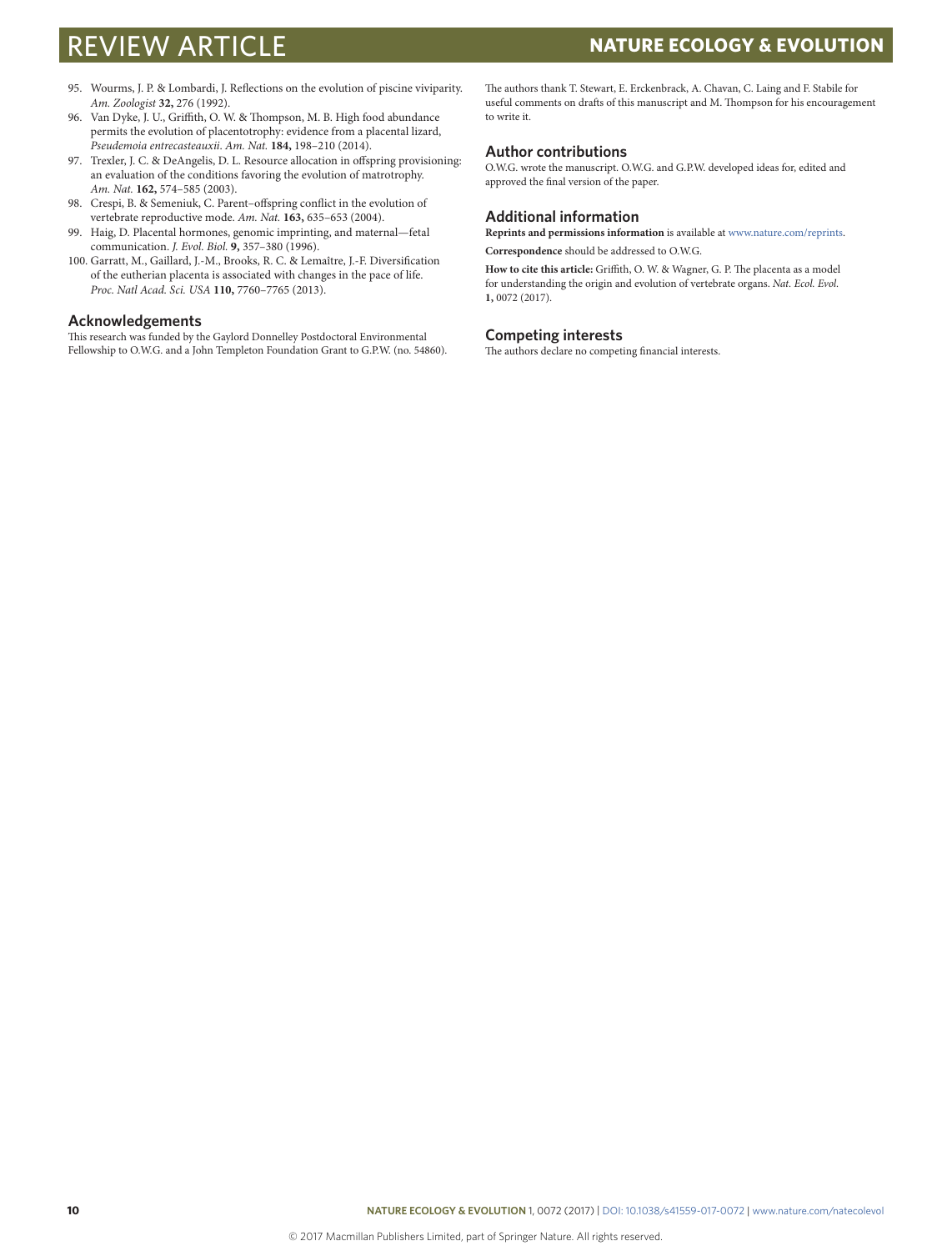95. Wourms, J. P. & Lombardi, J. Reflections on the evolution of piscine viviparity. *Am. Zoologist* **32,** 276 (1992).
96. Van Dyke, J. U., Griffith, O. W. & Thompson, M. B. High food abundance permits the evolution of placentotrophy: evidence from a placental lizard, *Pseudemoia entrecasteauxii*. *Am. Nat.* **184,** 198–210 (2014).
97. Trexler, J. C. & DeAngelis, D. L. Resource allocation in offspring provisioning: an evaluation of the conditions favoring the evolution of matrotrophy. *Am. Nat.* **162,** 574–585 (2003).
98. Crespi, B. & Semeniuk, C. Parent–offspring conflict in the evolution of vertebrate reproductive mode. *Am. Nat.* **163,** 635–653 (2004).
99. Haig, D. Placental hormones, genomic imprinting, and maternal—fetal communication. *J. Evol. Biol.* **9,** 357–380 (1996).
100. Garratt, M., Gaillard, J.-M., Brooks, R. C. & Lemaître, J.-F. Diversification of the eutherian placenta is associated with changes in the pace of life. *Proc. Natl Acad. Sci. USA* **110,** 7760–7765 (2013).

## Acknowledgements

This research was funded by the Gaylord Donnelley Postdoctoral Environmental Fellowship to O.W.G. and a John Templeton Foundation Grant to G.P.W. (no. 54860). The authors thank T. Stewart, E. Erckenbrack, A. Chavan, C. Laing and F. Stabile for useful comments on drafts of this manuscript and M. Thompson for his encouragement to write it.

## Author contributions

O.W.G. wrote the manuscript. O.W.G. and G.P.W. developed ideas for, edited and approved the final version of the paper.

## Additional information

**Reprints and permissions information** is available at www.nature.com/reprints.

**Correspondence** should be addressed to O.W.G.

**How to cite this article:** Griffith, O. W. & Wagner, G. P. The placenta as a model for understanding the origin and evolution of vertebrate organs. *Nat. Ecol. Evol.* **1,** 0072 (2017).

## Competing interests

The authors declare no competing financial interests.